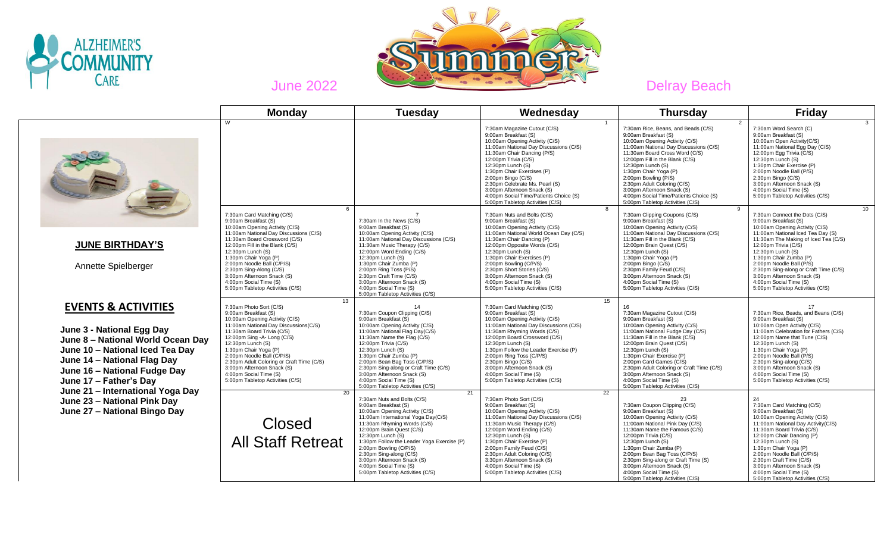# ALZHEIMER'S COMMUNITY CARE

## June 2022 — Summer — Delray Beach

## JUNE BIRTHDAY'S

Annette Spielberger

## EVENTS & ACTIVITIES

**June 3 - National Egg Day**
**June 8 – National World Ocean Day**
**June 10 – National Iced Tea Day**
**June 14 – National Flag Day**
**June 16 – National Fudge Day**
**June 17 – Father's Day**
**June 21 – International Yoga Day**
**June 23 – National Pink Day**
**June 27 – National Bingo Day**

| Monday | Tuesday | Wednesday | Thursday | Friday |
|---|---|---|---|---|
| W | | 1<br>7:30am Magazine Cutout (C/S)<br>9:00am Breakfast (S)<br>10:00am Opening Activity (C/S)<br>11:00am National Day Discussions (C/S)<br>11:30am Chair Dancing (P/S)<br>12:00pm Trivia (C/S)<br>12:30pm Lunch (S)<br>1:30pm Chair Exercises (P)<br>2:00pm Bingo (C/S)<br>2:30pm Celebrate Ms. Pearl (S)<br>3:00pm Afternoon Snack (S)<br>4:00pm Social Time/Patients Choice (S)<br>5:00pm Tabletop Activities (C/S) | 2<br>7:30am Rice, Beans, and Beads (C/S)<br>9:00am Breakfast (S)<br>10:00am Opening Activity (C/S)<br>11:00am National Day Discussions (C/S)<br>11:30am Board Cross Word (C/S)<br>12:00pm Fill in the Blank (C/S)<br>12:30pm Lunch (S)<br>1:30pm Chair Yoga (P)<br>2:00pm Bowling (P/S)<br>2:30pm Adult Coloring (C/S)<br>3:00pm Afternoon Snack (S)<br>4:00pm Social Time/Patients Choice (S)<br>5:00pm Tabletop Activities (C/S) | 3<br>7:30am Word Search (C)<br>9:00am Breakfast (S)<br>10:00am Open Activity(C/S)<br>11:00am National Egg Day (C/S)<br>12:00pm Egg Trivia (C/S)<br>12:30pm Lunch (S)<br>1:30pm Chair Exercise (P)<br>2:00pm Noodle Ball (P/S)<br>2:30pm Bingo (C/S)<br>3:00pm Afternoon Snack (S)<br>4:00pm Social Time (S)<br>5:00pm Tabletop Activities (C/S) |
| 6<br>7:30am Card Matching (C/S)<br>9:00am Breakfast (S)<br>10:00am Opening Activity (C/S)<br>11:00am National Day Discussions (C/S)<br>11:30am Board Crossword (C/S)<br>12:00pm Fill in the Blank (C/S)<br>12:30pm Lunch (S)<br>1:30pm Chair Yoga (P)<br>2:00pm Noodle Ball (C/P/S)<br>2:30pm Sing-Along (C/S)<br>3:00pm Afternoon Snack (S)<br>4:00pm Social Time (S)<br>5:00pm Tabletop Activities (C/S) | 7<br>7:30am In the News (C/S)<br>9:00am Breakfast (S)<br>10:00am Opening Activity (C/S)<br>11:00am National Day Discussions (C/S)<br>11:30am Music Therapy (C/S)<br>12:00pm Word Ending (C/S)<br>12:30pm Lunch (S)<br>1:30pm Chair Zumba (P)<br>2:00pm Ring Toss (P/S)<br>2:30pm Craft Time (C/S)<br>3:00pm Afternoon Snack (S)<br>4:00pm Social Time (S)<br>5:00pm Tabletop Activities (C/S) | 8<br>7:30am Nuts and Bolts (C/S)<br>9:00am Breakfast (S)<br>10:00am Opening Activity (C/S)<br>11:00am National World Ocean Day (C/S)<br>11:30am Chair Dancing (P)<br>12:00pm Opposite Words (C/S)<br>12:30pm Lunch (S)<br>1:30pm Chair Exercises (P)<br>2:00pm Bowling (C/P/S)<br>2:30pm Short Stories (C/S)<br>3:00pm Afternoon Snack (S)<br>4:00pm Social Time (S)<br>5:00pm Tabletop Activities (C/S) | 9<br>7:30am Clipping Coupons (C/S)<br>9:00am Breakfast (S)<br>10:00am Opening Activity (C/S)<br>11:00am National Day Discussions (C/S)<br>12:00pm Brain Quest (C/S)<br>12:30pm Lunch (S)<br>1:30pm Chair Yoga (P)<br>2:00pm Bingo (C/S)<br>2:30pm Family Feud (C/S)<br>3:00pm Afternoon Snack (S)<br>4:00pm Social Time (S)<br>5:00pm Tabletop Activities (C/S) | 10<br>7:30am Connect the Dots (C/S)<br>9:00am Breakfast (S)<br>10:00am Opening Activity (C/S)<br>11:00am National Iced Tea Day (S)<br>11:30am The Making of Iced Tea (C/S)<br>12:00pm Trivia (C/S)<br>12:30pm Lunch (S)<br>1:30pm Chair Zumba (P)<br>2:00pm Noodle Ball (P/S)<br>2:30pm Sing-along or Craft Time (C/S)<br>3:00pm Afternoon Snack (S)<br>4:00pm Social Time (S)<br>5:00pm Tabletop Activities (C/S) |
| 13<br>7:30am Photo Sort (C/S)<br>9:00am Breakfast (S)<br>10:00am Opening Activity (C/S)<br>11:00am National Day Discussions(C/S)<br>11:30am Board Trivia (C/S)<br>12:00pm Sing -A- Long (C/S)<br>12:30pm Lunch (S)<br>1:30pm Chair Yoga (P)<br>2:00pm Noodle Ball (C/P/S)<br>2:30pm Adult Coloring or Craft Time (C/S)<br>3:00pm Afternoon Snack (S)<br>4:00pm Social Time (S)<br>5:00pm Tabletop Activities (C/S) | 14<br>7:30am Coupon Clipping (C/S)<br>9:00am Breakfast (S)<br>10:00am Opening Activity (C/S)<br>11:00am National Flag Day(C/S)<br>11:30am Name the Flag (C/S)<br>12:00pm Trivia (C/S)<br>12:30pm Lunch (S)<br>1:30pm Chair Zumba (P)<br>2:00pm Bean Bag Toss (C/P/S)<br>2:30pm Sing-along or Craft Time (C/S)<br>3:00pm Afternoon Snack (S)<br>4:00pm Social Time (S)<br>5:00pm Tabletop Activities (C/S) | 15<br>7:30am Card Matching (C/S)<br>9:00am Breakfast (S)<br>10:00am Opening Activity (C/S)<br>11:00am National Day Discussions (C/S)<br>11:30am Rhyming Words (C/S)<br>12:00pm Board Crossword (C/S)<br>12:30pm Lunch (S)<br>1:30pm Follow the Leader Exercise (P)<br>2:00pm Ring Toss (C/P/S)<br>2:30pm Bingo (C/S)<br>3:00pm Afternoon Snack (S)<br>4:00pm Social Time (S)<br>5:00pm Tabletop Activities (C/S) | 16<br>7:30am Magazine Cutout (C/S)<br>9:00am Breakfast (S)<br>10:00am Opening Activity (C/S)<br>11:00am National Fudge Day (C/S)<br>11:30am Fill in the Blank (C/S)<br>12:00pm Brain Quest (C/S)<br>12:30pm Lunch (S)<br>1:30pm Chair Exercise (P)<br>2:00pm Card Games (C/S)<br>2:30pm Adult Coloring or Craft Time (C/S)<br>3:00pm Afternoon Snack (S)<br>4:00pm Social Time (S)<br>5:00pm Tabletop Activities (C/S) | 17<br>7:30am Rice, Beads, and Beans (C/S)<br>9:00am Breakfast (S)<br>10:00am Open Activity (C/S)<br>11:30am Celebration for Fathers (C/S)<br>12:00pm Name that Tune (C/S)<br>12:30pm Lunch (S)<br>1:30pm Chair Yoga (P)<br>2:00pm Noodle Ball (P/S)<br>2:30pm Sing-along (C/S)<br>3:00pm Afternoon Snack (S)<br>4:00pm Social Time (S)<br>5:00pm Tabletop Activities (C/S) |
| 20<br>Closed<br>All Staff Retreat | 21<br>7:30am Nuts and Bolts (C/S)<br>9:00am Breakfast (S)<br>10:00am Opening Activity (C/S)<br>11:00am International Yoga Day(C/S)<br>11:30am Rhyming Words (C/S)<br>12:00pm Brain Quest (C/S)<br>12:30pm Lunch (S)<br>1:30pm Follow the Leader Yoga Exercise (P)<br>2:00pm Bowling (C/P/S)<br>2:30pm Sing-along (C/S)<br>3:00pm Afternoon Snack (S)<br>4:00pm Social Time (S)<br>5:00pm Tabletop Activities (C/S) | 22<br>7:30am Photo Sort (C/S)<br>9:00am Breakfast (S)<br>10:00am Opening Activity (C/S)<br>11:00am National Day Discussions (C/S)<br>11:30am Music Therapy (C/S)<br>12:00pm Word Ending (C/S)<br>12:30pm Lunch (S)<br>1:30pm Chair Exercise (P)<br>2:00pm Family Feud (C/S)<br>2:30pm Adult Coloring (C/S)<br>3:30pm Afternoon Snack (S)<br>4:00pm Social Time (S)<br>5:00pm Tabletop Activities (C/S) | 23<br>7:30am Coupon Clipping (C/S)<br>9:00am Breakfast (S)<br>10:00am Opening Activity (C/S)<br>11:00am National Pink Day (C/S)<br>11:30am Name the Famous (C/S)<br>12:00pm Trivia (C/S)<br>12:30pm Lunch (S)<br>1:30pm Chair Zumba (P)<br>2:00pm Bean Bag Toss (C/P/S)<br>2:30pm Sing-along or Craft Time (S)<br>3:00pm Afternoon Snack (S)<br>4:00pm Social Time (S)<br>5:00pm Tabletop Activities (C/S) | 24<br>7:30am Card Matching (C/S)<br>9:00am Breakfast (S)<br>10:00am Opening Activity (C/S)<br>11:00am National Day Activity(C/S)<br>11:30am Board Trivia (C/S)<br>12:00pm Chair Dancing (P)<br>12:30pm Lunch (S)<br>1:30pm Chair Yoga (P)<br>2:00pm Noodle Ball (C/P/S)<br>2:30pm Craft Time (C/S)<br>3:00pm Afternoon Snack (S)<br>4:00pm Social Time (S)<br>5:00pm Tabletop Activities (C/S) |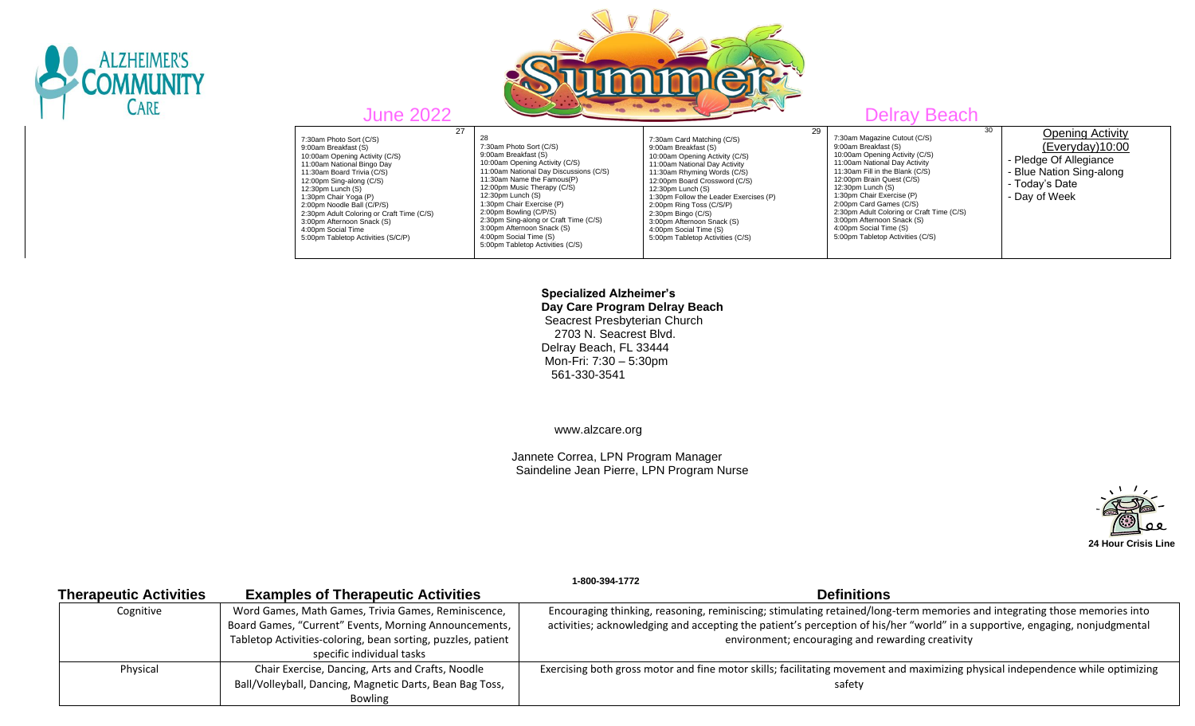June 2022 — Summer — Delray Beach

| 27 | 28 | 29 | 30 | |
|---|---|---|---|---|
| 7:30am Photo Sort (C/S)<br>9:00am Breakfast (S)<br>10:00am Opening Activity (C/S)<br>11:00am National Bingo Day<br>11:30am Board Trivia (C/S)<br>12:00pm Sing-along (C/S)<br>12:30pm Lunch (S)<br>1:30pm Chair Yoga (P)<br>2:00pm Noodle Ball (C/P/S)<br>2:30pm Adult Coloring or Craft Time (C/S)<br>3:00pm Afternoon Snack (S)<br>4:00pm Social Time<br>5:00pm Tabletop Activities (S/C/P) | 7:30am Photo Sort (C/S)<br>9:00am Breakfast (S)<br>10:00am Opening Activity (C/S)<br>11:00am National Day Discussions (C/S)<br>11:30am Name the Famous(P)<br>12:00pm Music Therapy (C/S)<br>12:30pm Lunch (S)<br>1:30pm Chair Exercise (P)<br>2:00pm Bowling (C/P/S)<br>2:30pm Sing-along or Craft Time (C/S)<br>3:00pm Afternoon Snack (S)<br>4:00pm Social Time (S)<br>5:00pm Tabletop Activities (C/S) | 7:30am Card Matching (C/S)<br>9:00am Breakfast (S)<br>10:00am Opening Activity (C/S)<br>11:00am National Day Activity<br>11:30am Rhyming Words (C/S)<br>12:00pm Board Crossword (C/S)<br>12:30pm Lunch (S)<br>1:30pm Follow the Leader Exercises (P)<br>2:00pm Ring Toss (C/S/P)<br>2:30pm Bingo (C/S)<br>3:00pm Afternoon Snack (S)<br>4:00pm Social Time (S)<br>5:00pm Tabletop Activities (C/S) | 7:30am Magazine Cutout (C/S)<br>9:00am Breakfast (S)<br>10:00am Opening Activity (C/S)<br>11:00am National Day Activity<br>11:30am Fill in the Blank (C/S)<br>12:00pm Brain Quest (C/S)<br>12:30pm Lunch (S)<br>1:30pm Chair Exercise (P)<br>2:00pm Card Games (C/S)<br>2:30pm Adult Coloring or Craft Time (C/S)<br>3:00pm Afternoon Snack (S)<br>4:00pm Social Time (S)<br>5:00pm Tabletop Activities (C/S) | Opening Activity (Everyday)10:00<br>- Pledge Of Allegiance<br>- Blue Nation Sing-along<br>- Today's Date<br>- Day of Week |

**Specialized Alzheimer's**
**Day Care Program Delray Beach**
Seacrest Presbyterian Church
2703 N. Seacrest Blvd.
Delray Beach, FL 33444
Mon-Fri: 7:30 – 5:30pm
561-330-3541

www.alzcare.org

Jannete Correa, LPN Program Manager
Saindeline Jean Pierre, LPN Program Nurse

**24 Hour Crisis Line**
**1-800-394-1772**

| Therapeutic Activities | Examples of Therapeutic Activities | Definitions |
|---|---|---|
| Cognitive | Word Games, Math Games, Trivia Games, Reminiscence, Board Games, "Current" Events, Morning Announcements, Tabletop Activities-coloring, bean sorting, puzzles, patient specific individual tasks | Encouraging thinking, reasoning, reminiscing; stimulating retained/long-term memories and integrating those memories into activities; acknowledging and accepting the patient's perception of his/her "world" in a supportive, engaging, nonjudgmental environment; encouraging and rewarding creativity |
| Physical | Chair Exercise, Dancing, Arts and Crafts, Noodle Ball/Volleyball, Dancing, Magnetic Darts, Bean Bag Toss, Bowling | Exercising both gross motor and fine motor skills; facilitating movement and maximizing physical independence while optimizing safety |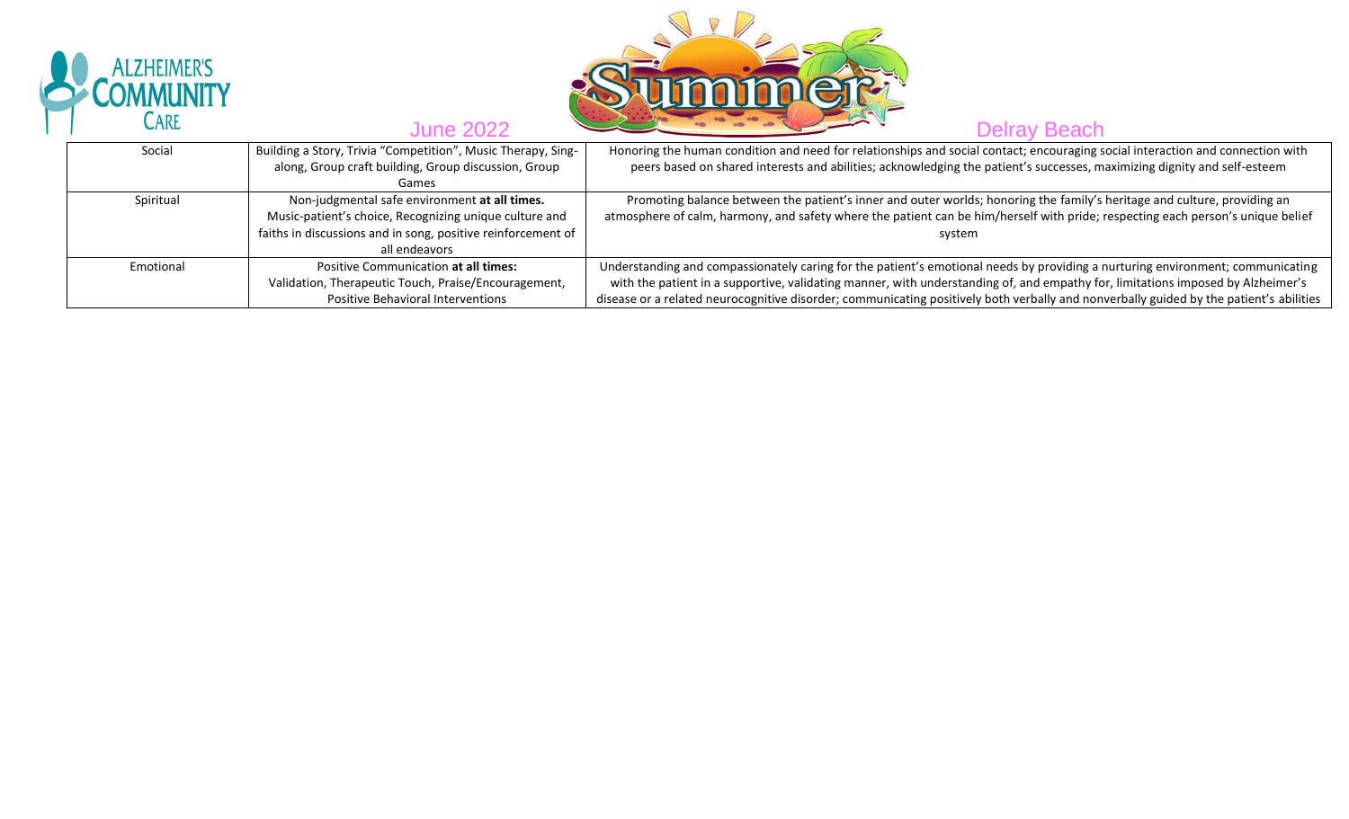June 2022 Delray Beach

| | | |
|---|---|---|
| Social | Building a Story, Trivia "Competition", Music Therapy, Sing-along, Group craft building, Group discussion, Group Games | Honoring the human condition and need for relationships and social contact; encouraging social interaction and connection with peers based on shared interests and abilities; acknowledging the patient's successes, maximizing dignity and self-esteem |
| Spiritual | Non-judgmental safe environment **at all times.** Music-patient's choice, Recognizing unique culture and faiths in discussions and in song, positive reinforcement of all endeavors | Promoting balance between the patient's inner and outer worlds; honoring the family's heritage and culture, providing an atmosphere of calm, harmony, and safety where the patient can be him/herself with pride; respecting each person's unique belief system |
| Emotional | Positive Communication **at all times:** Validation, Therapeutic Touch, Praise/Encouragement, Positive Behavioral Interventions | Understanding and compassionately caring for the patient's emotional needs by providing a nurturing environment; communicating with the patient in a supportive, validating manner, with understanding of, and empathy for, limitations imposed by Alzheimer's disease or a related neurocognitive disorder; communicating positively both verbally and nonverbally guided by the patient's abilities |